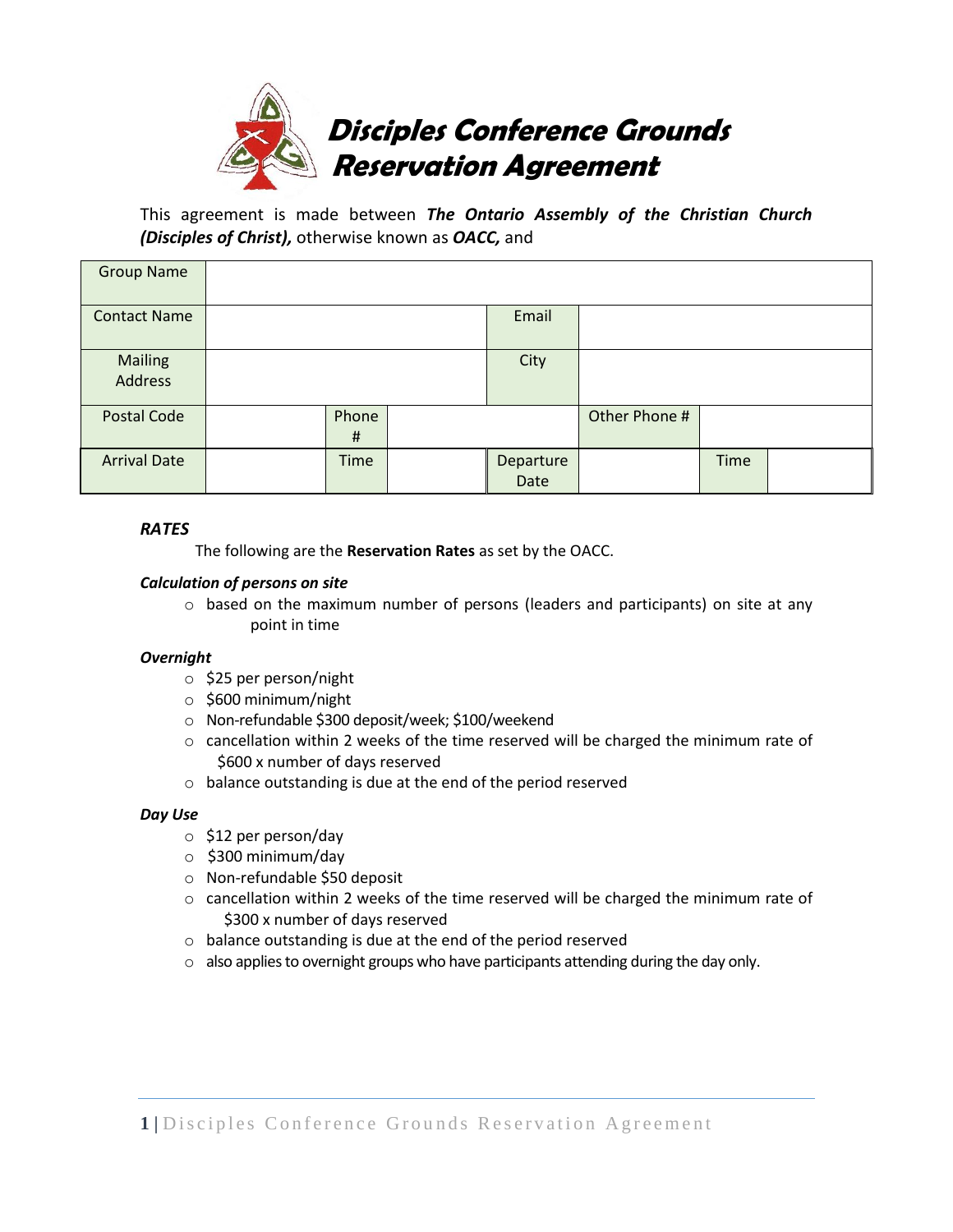# Disciples Conference Grounds Reservation Agreement

This agreement is made between ***The Ontario Assembly of the Christian Church (Disciples of Christ),*** otherwise known as ***OACC,*** and

| Group Name | | | | | | | |
|---|---|---|---|---|---|---|---|
| Contact Name | | | | Email | | | |
| Mailing Address | | | | City | | | |
| Postal Code | | Phone # | | | Other Phone # | | |
| Arrival Date | | Time | | Departure Date | | Time | |

### *RATES*

The following are the **Reservation Rates** as set by the OACC.

***Calculation of persons on site***

- based on the maximum number of persons (leaders and participants) on site at any point in time

***Overnight***

- $25 per person/night
- $600 minimum/night
- Non-refundable $300 deposit/week; $100/weekend
- cancellation within 2 weeks of the time reserved will be charged the minimum rate of $600 x number of days reserved
- balance outstanding is due at the end of the period reserved

***Day Use***

- $12 per person/day
- $300 minimum/day
- Non-refundable $50 deposit
- cancellation within 2 weeks of the time reserved will be charged the minimum rate of $300 x number of days reserved
- balance outstanding is due at the end of the period reserved
- also applies to overnight groups who have participants attending during the day only.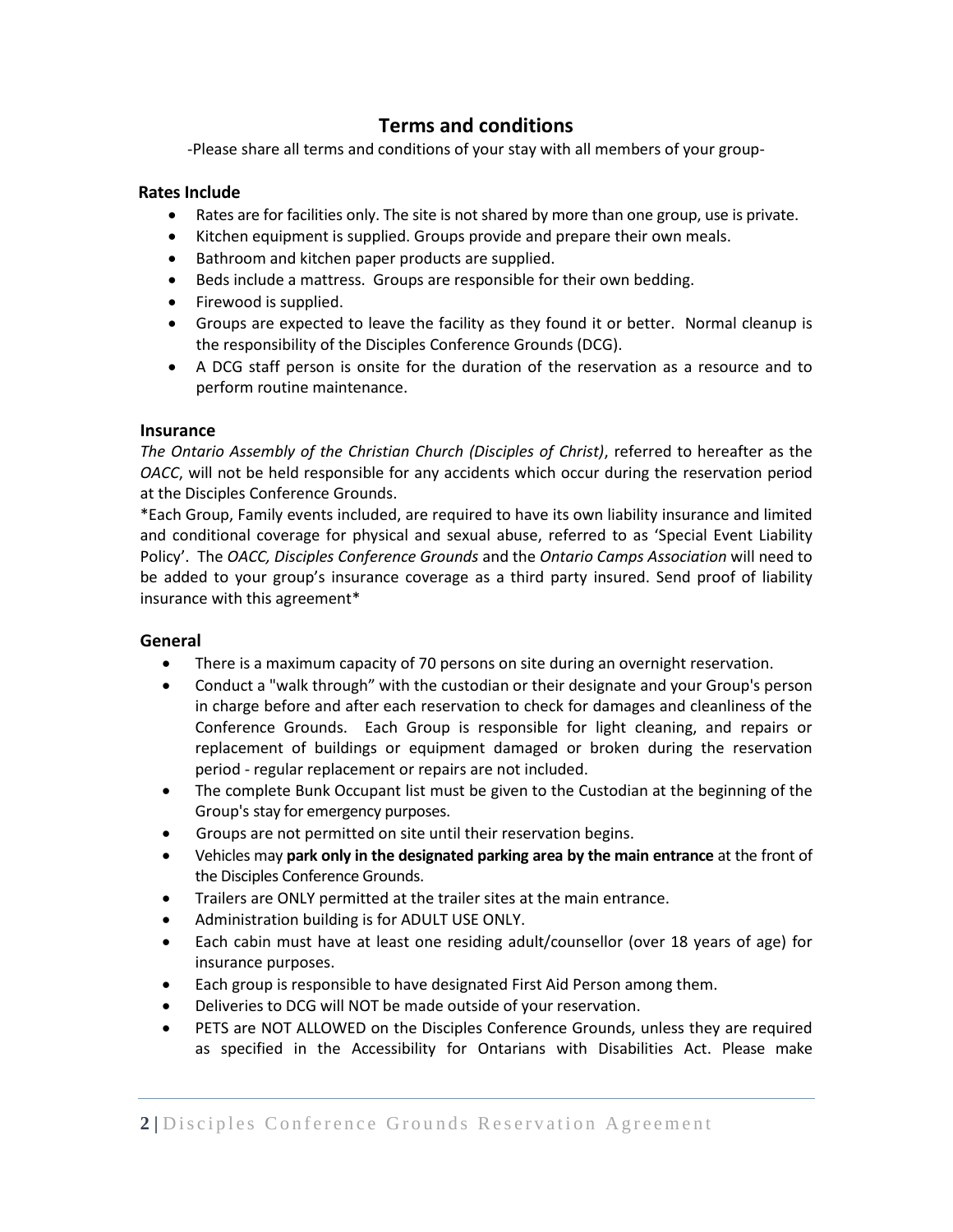# Terms and conditions

-Please share all terms and conditions of your stay with all members of your group-

### Rates Include

- Rates are for facilities only. The site is not shared by more than one group, use is private.
- Kitchen equipment is supplied. Groups provide and prepare their own meals.
- Bathroom and kitchen paper products are supplied.
- Beds include a mattress. Groups are responsible for their own bedding.
- Firewood is supplied.
- Groups are expected to leave the facility as they found it or better. Normal cleanup is the responsibility of the Disciples Conference Grounds (DCG).
- A DCG staff person is onsite for the duration of the reservation as a resource and to perform routine maintenance.

### Insurance

*The Ontario Assembly of the Christian Church (Disciples of Christ)*, referred to hereafter as the *OACC*, will not be held responsible for any accidents which occur during the reservation period at the Disciples Conference Grounds.

*Each Group, Family events included, are required to have its own liability insurance and limited and conditional coverage for physical and sexual abuse, referred to as 'Special Event Liability Policy'. The *OACC, Disciples Conference Grounds* and the *Ontario Camps Association* will need to be added to your group's insurance coverage as a third party insured. Send proof of liability insurance with this agreement*

### General

- There is a maximum capacity of 70 persons on site during an overnight reservation.
- Conduct a "walk through" with the custodian or their designate and your Group's person in charge before and after each reservation to check for damages and cleanliness of the Conference Grounds. Each Group is responsible for light cleaning, and repairs or replacement of buildings or equipment damaged or broken during the reservation period - regular replacement or repairs are not included.
- The complete Bunk Occupant list must be given to the Custodian at the beginning of the Group's stay for emergency purposes.
- Groups are not permitted on site until their reservation begins.
- Vehicles may **park only in the designated parking area by the main entrance** at the front of the Disciples Conference Grounds.
- Trailers are ONLY permitted at the trailer sites at the main entrance.
- Administration building is for ADULT USE ONLY.
- Each cabin must have at least one residing adult/counsellor (over 18 years of age) for insurance purposes.
- Each group is responsible to have designated First Aid Person among them.
- Deliveries to DCG will NOT be made outside of your reservation.
- PETS are NOT ALLOWED on the Disciples Conference Grounds, unless they are required as specified in the Accessibility for Ontarians with Disabilities Act. Please make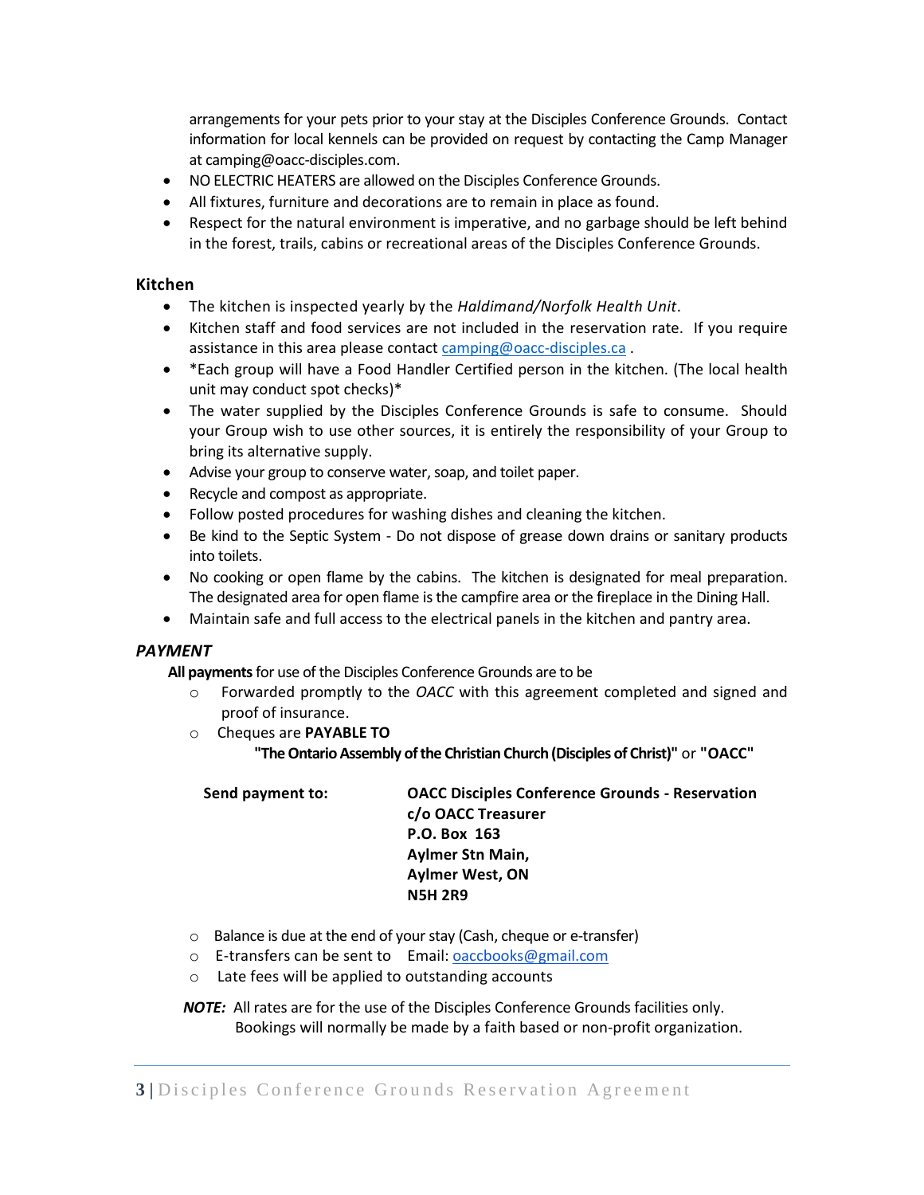arrangements for your pets prior to your stay at the Disciples Conference Grounds. Contact information for local kennels can be provided on request by contacting the Camp Manager at camping@oacc-disciples.com.

- NO ELECTRIC HEATERS are allowed on the Disciples Conference Grounds.
- All fixtures, furniture and decorations are to remain in place as found.
- Respect for the natural environment is imperative, and no garbage should be left behind in the forest, trails, cabins or recreational areas of the Disciples Conference Grounds.

### Kitchen

- The kitchen is inspected yearly by the *Haldimand/Norfolk Health Unit*.
- Kitchen staff and food services are not included in the reservation rate. If you require assistance in this area please contact camping@oacc-disciples.ca .
- *Each group will have a Food Handler Certified person in the kitchen. (The local health unit may conduct spot checks)*
- The water supplied by the Disciples Conference Grounds is safe to consume. Should your Group wish to use other sources, it is entirely the responsibility of your Group to bring its alternative supply.
- Advise your group to conserve water, soap, and toilet paper.
- Recycle and compost as appropriate.
- Follow posted procedures for washing dishes and cleaning the kitchen.
- Be kind to the Septic System - Do not dispose of grease down drains or sanitary products into toilets.
- No cooking or open flame by the cabins. The kitchen is designated for meal preparation. The designated area for open flame is the campfire area or the fireplace in the Dining Hall.
- Maintain safe and full access to the electrical panels in the kitchen and pantry area.

### *PAYMENT*

**All payments** for use of the Disciples Conference Grounds are to be

- Forwarded promptly to the *OACC* with this agreement completed and signed and proof of insurance.
- Cheques are **PAYABLE TO**
  **"The Ontario Assembly of the Christian Church (Disciples of Christ)"** or **"OACC"**

**Send payment to:**

**OACC Disciples Conference Grounds - Reservation**
**c/o OACC Treasurer**
**P.O. Box 163**
**Aylmer Stn Main,**
**Aylmer West, ON**
**N5H 2R9**

- Balance is due at the end of your stay (Cash, cheque or e-transfer)
- E-transfers can be sent to Email: oaccbooks@gmail.com
- Late fees will be applied to outstanding accounts

***NOTE:*** All rates are for the use of the Disciples Conference Grounds facilities only. Bookings will normally be made by a faith based or non-profit organization.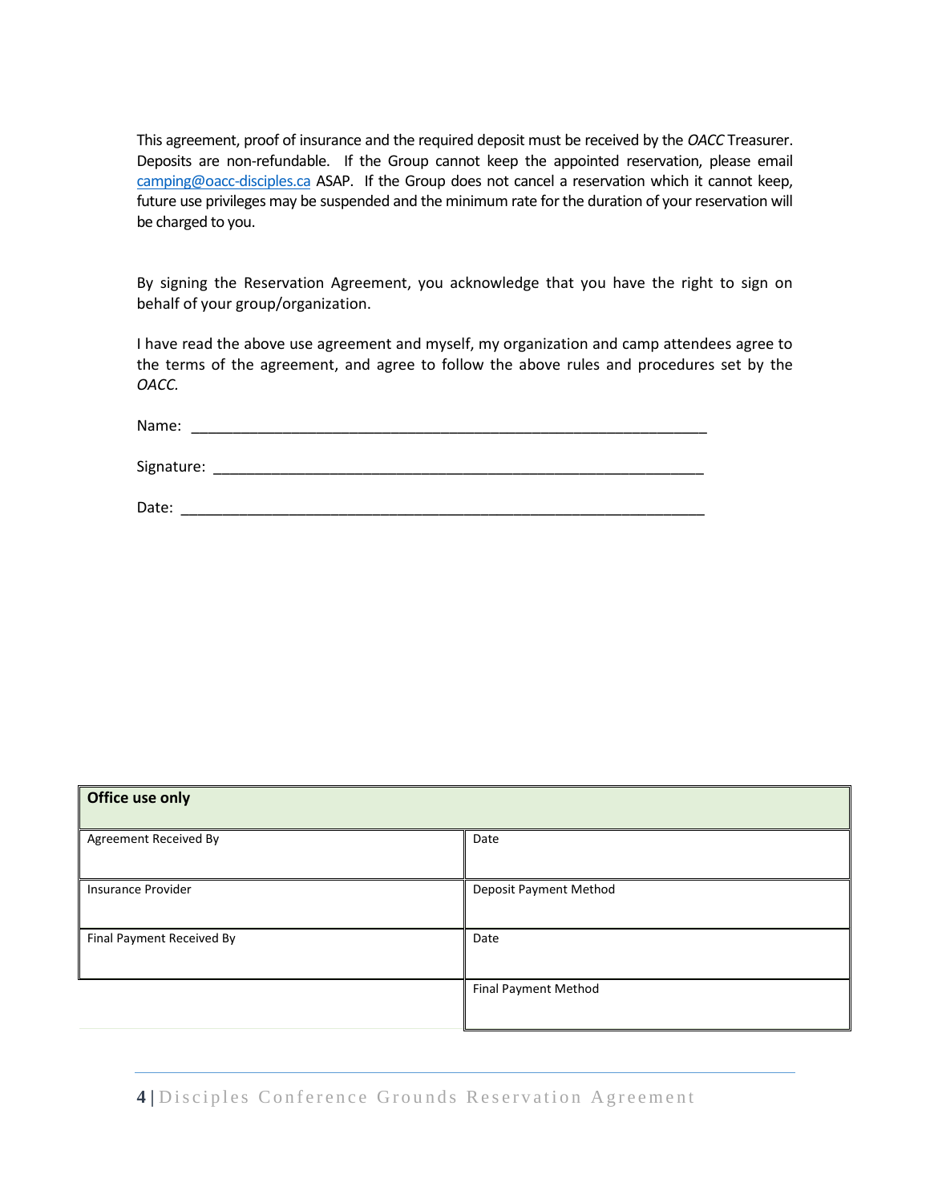This agreement, proof of insurance and the required deposit must be received by the *OACC* Treasurer. Deposits are non-refundable. If the Group cannot keep the appointed reservation, please email camping@oacc-disciples.ca ASAP. If the Group does not cancel a reservation which it cannot keep, future use privileges may be suspended and the minimum rate for the duration of your reservation will be charged to you.

By signing the Reservation Agreement, you acknowledge that you have the right to sign on behalf of your group/organization.

I have read the above use agreement and myself, my organization and camp attendees agree to the terms of the agreement, and agree to follow the above rules and procedures set by the *OACC.*

Name: ________________________________________________________________

Signature: _____________________________________________________________

Date: _________________________________________________________________

| **Office use only** | |
|---|---|
| Agreement Received By | Date |
| Insurance Provider | Deposit Payment Method |
| Final Payment Received By | Date |
| | Final Payment Method |